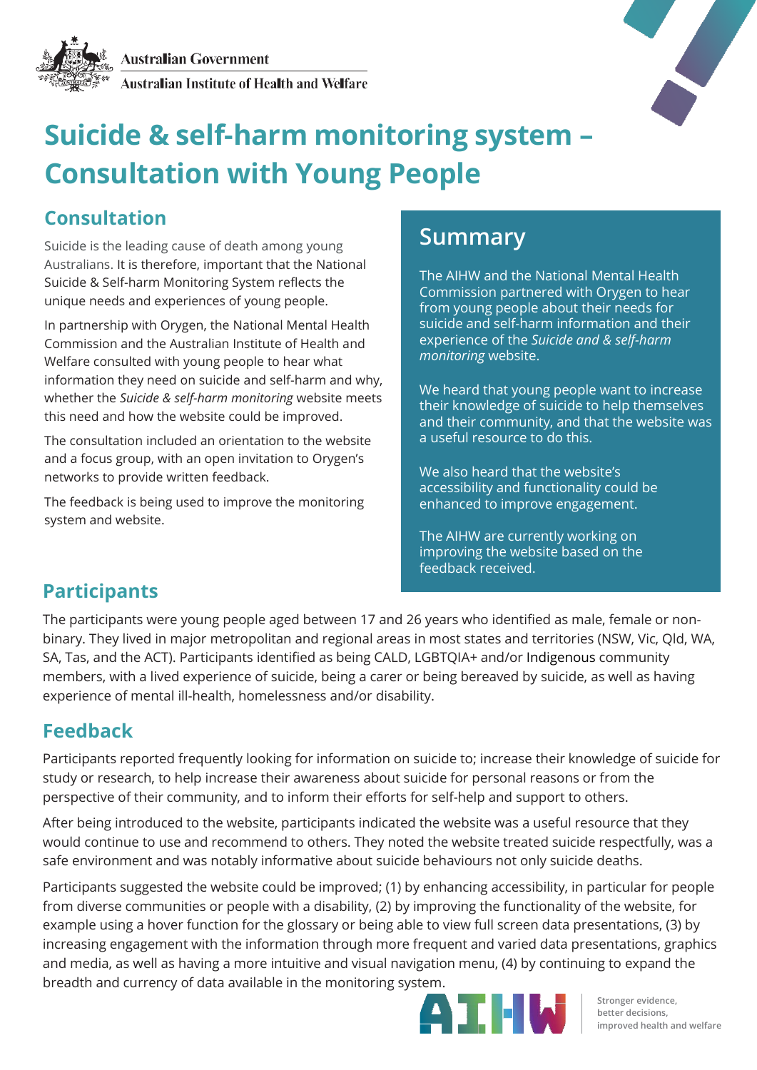Australian Government

Australian Institute of Health and Welfare

# Suicide & self-harm monitoring system – Consultation with Young People

## Consultation

Suicide is the leading cause of death among young Australians. It is therefore, important that the National Suicide & Self-harm Monitoring System reflects the unique needs and experiences of young people.

In partnership with Orygen, the National Mental Health Commission and the Australian Institute of Health and Welfare consulted with young people to hear what information they need on suicide and self-harm and why, whether the *Suicide & self-harm monitoring* website meets this need and how the website could be improved.

The consultation included an orientation to the website and a focus group, with an open invitation to Orygen's networks to provide written feedback.

The feedback is being used to improve the monitoring system and website.

## Summary

The AIHW and the National Mental Health Commission partnered with Orygen to hear from young people about their needs for suicide and self-harm information and their experience of the *Suicide and & self-harm monitoring* website.

We heard that young people want to increase their knowledge of suicide to help themselves and their community, and that the website was a useful resource to do this.

We also heard that the website's accessibility and functionality could be enhanced to improve engagement.

The AIHW are currently working on improving the website based on the feedback received.

## Participants

The participants were young people aged between 17 and 26 years who identified as male, female or non-binary. They lived in major metropolitan and regional areas in most states and territories (NSW, Vic, Qld, WA, SA, Tas, and the ACT). Participants identified as being CALD, LGBTQIA+ and/or Indigenous community members, with a lived experience of suicide, being a carer or being bereaved by suicide, as well as having experience of mental ill-health, homelessness and/or disability.

## Feedback

Participants reported frequently looking for information on suicide to; increase their knowledge of suicide for study or research, to help increase their awareness about suicide for personal reasons or from the perspective of their community, and to inform their efforts for self-help and support to others.

After being introduced to the website, participants indicated the website was a useful resource that they would continue to use and recommend to others. They noted the website treated suicide respectfully, was a safe environment and was notably informative about suicide behaviours not only suicide deaths.

Participants suggested the website could be improved; (1) by enhancing accessibility, in particular for people from diverse communities or people with a disability, (2) by improving the functionality of the website, for example using a hover function for the glossary or being able to view full screen data presentations, (3) by increasing engagement with the information through more frequent and varied data presentations, graphics and media, as well as having a more intuitive and visual navigation menu, (4) by continuing to expand the breadth and currency of data available in the monitoring system.

AIHW

Stronger evidence, better decisions, improved health and welfare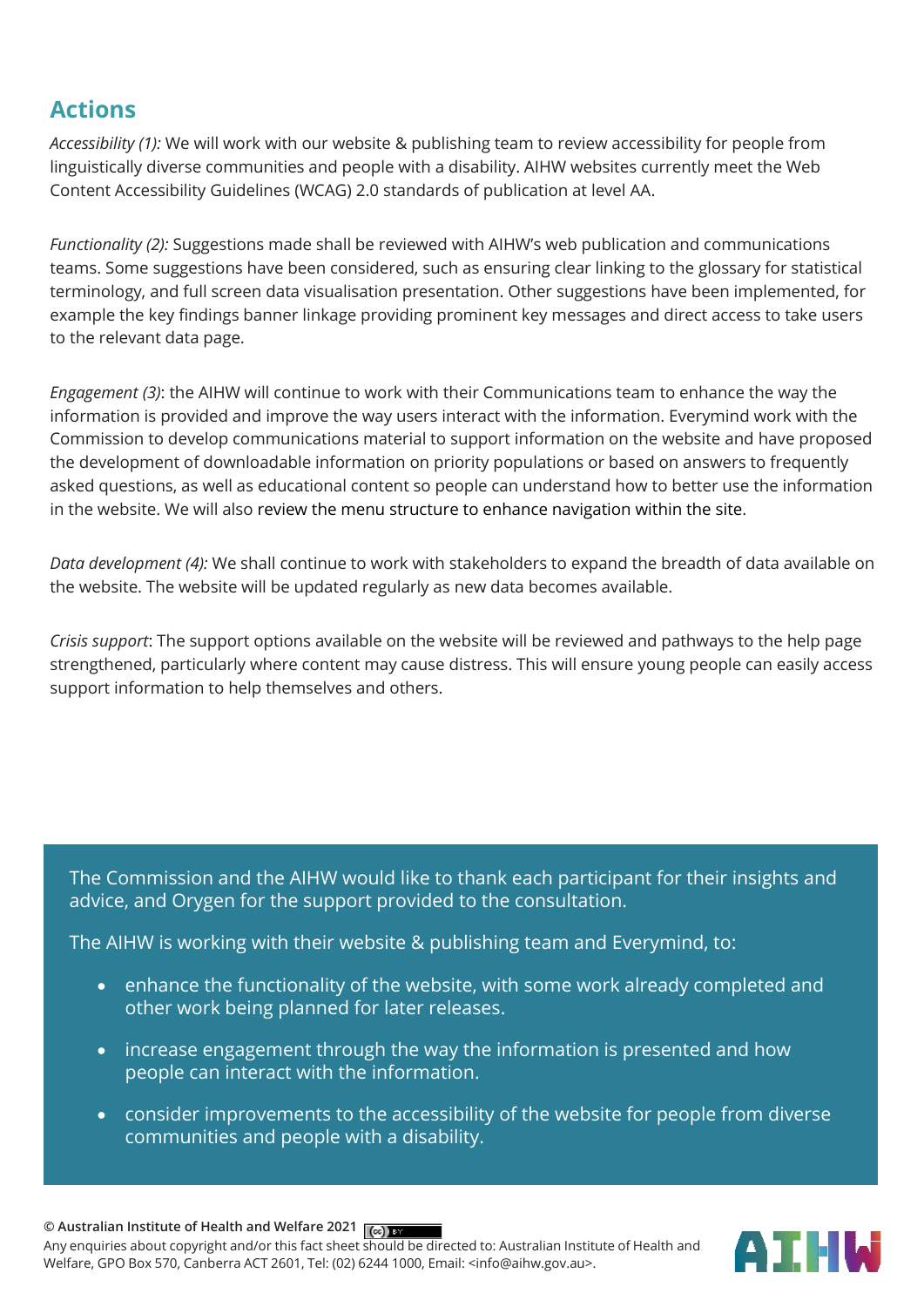## Actions

*Accessibility (1):* We will work with our website & publishing team to review accessibility for people from linguistically diverse communities and people with a disability. AIHW websites currently meet the Web Content Accessibility Guidelines (WCAG) 2.0 standards of publication at level AA.

*Functionality (2):* Suggestions made shall be reviewed with AIHW's web publication and communications teams. Some suggestions have been considered, such as ensuring clear linking to the glossary for statistical terminology, and full screen data visualisation presentation. Other suggestions have been implemented, for example the key findings banner linkage providing prominent key messages and direct access to take users to the relevant data page.

*Engagement (3)*: the AIHW will continue to work with their Communications team to enhance the way the information is provided and improve the way users interact with the information. Everymind work with the Commission to develop communications material to support information on the website and have proposed the development of downloadable information on priority populations or based on answers to frequently asked questions, as well as educational content so people can understand how to better use the information in the website. We will also review the menu structure to enhance navigation within the site.

*Data development (4):* We shall continue to work with stakeholders to expand the breadth of data available on the website. The website will be updated regularly as new data becomes available.

*Crisis support*: The support options available on the website will be reviewed and pathways to the help page strengthened, particularly where content may cause distress. This will ensure young people can easily access support information to help themselves and others.

The Commission and the AIHW would like to thank each participant for their insights and advice, and Orygen for the support provided to the consultation.

The AIHW is working with their website & publishing team and Everymind, to:

- enhance the functionality of the website, with some work already completed and other work being planned for later releases.
- increase engagement through the way the information is presented and how people can interact with the information.
- consider improvements to the accessibility of the website for people from diverse communities and people with a disability.

**© Australian Institute of Health and Welfare 2021**

Any enquiries about copyright and/or this fact sheet should be directed to: Australian Institute of Health and Welfare, GPO Box 570, Canberra ACT 2601, Tel: (02) 6244 1000, Email: <info@aihw.gov.au>.